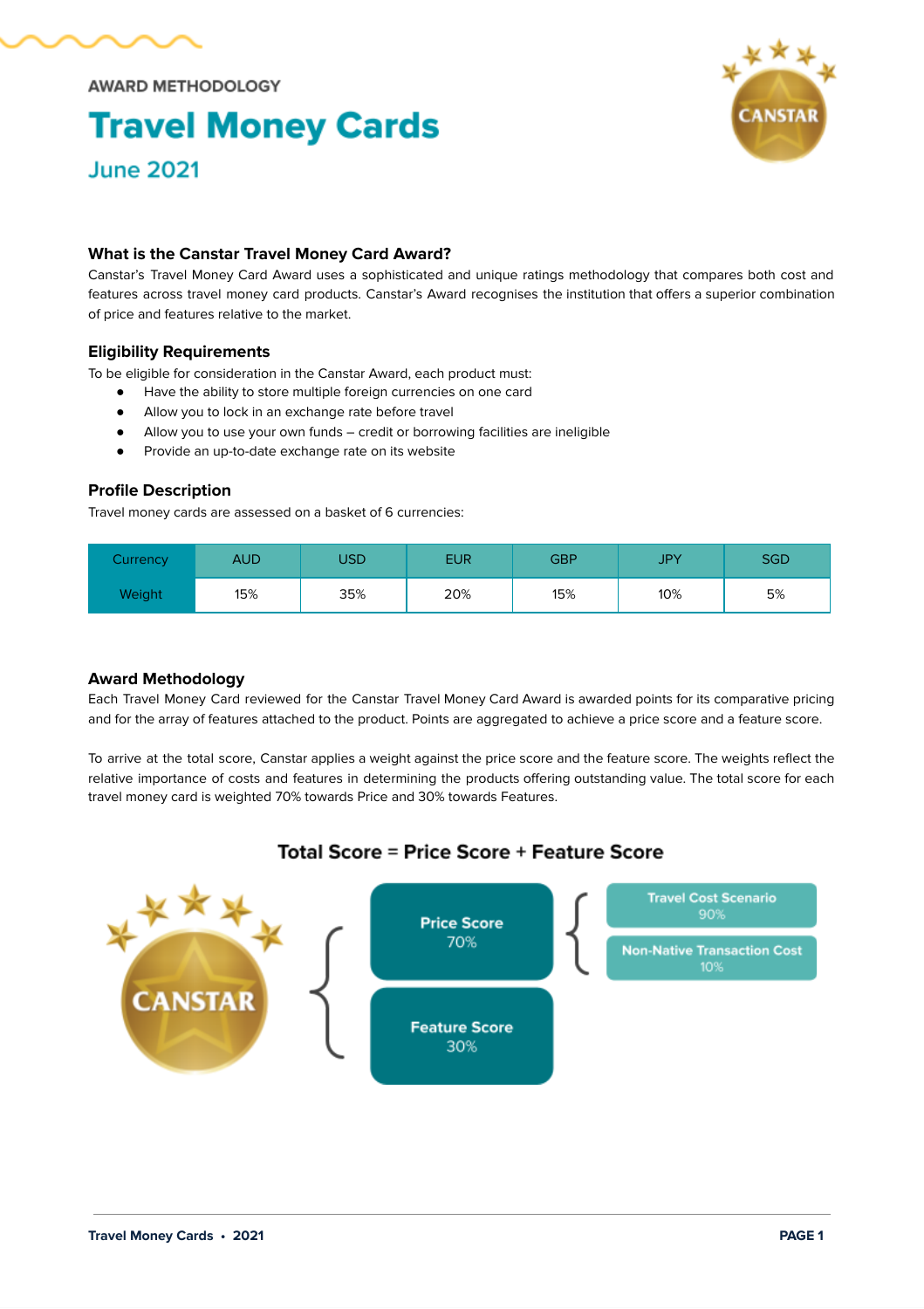AWARD METHODOLOGY

# Travel Money Cards

## June 2021

### What is the Canstar Travel Money Card Award?

Canstar's Travel Money Card Award uses a sophisticated and unique ratings methodology that compares both cost and features across travel money card products. Canstar's Award recognises the institution that offers a superior combination of price and features relative to the market.

### Eligibility Requirements

To be eligible for consideration in the Canstar Award, each product must:

- Have the ability to store multiple foreign currencies on one card
- Allow you to lock in an exchange rate before travel
- Allow you to use your own funds – credit or borrowing facilities are ineligible
- Provide an up-to-date exchange rate on its website

### Profile Description

Travel money cards are assessed on a basket of 6 currencies:

| Currency | AUD | USD | EUR | GBP | JPY | SGD |
|---|---|---|---|---|---|---|
| Weight | 15% | 35% | 20% | 15% | 10% | 5% |

### Award Methodology

Each Travel Money Card reviewed for the Canstar Travel Money Card Award is awarded points for its comparative pricing and for the array of features attached to the product. Points are aggregated to achieve a price score and a feature score.

To arrive at the total score, Canstar applies a weight against the price score and the feature score. The weights reflect the relative importance of costs and features in determining the products offering outstanding value. The total score for each travel money card is weighted 70% towards Price and 30% towards Features.

**Total Score = Price Score + Feature Score**

- **Price Score** 70%
  - Travel Cost Scenario 90%
  - Non-Native Transaction Cost 10%
- **Feature Score** 30%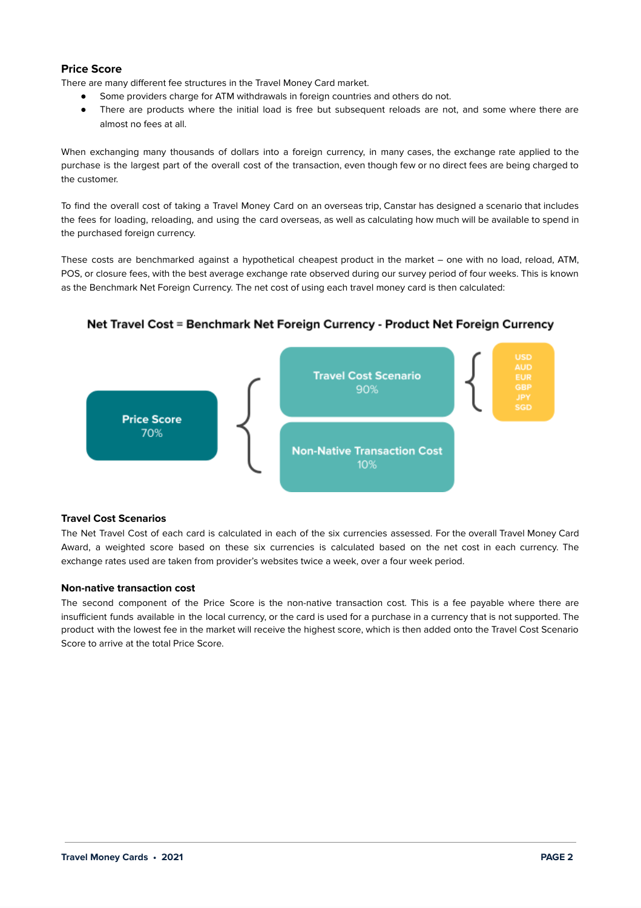### Price Score

There are many different fee structures in the Travel Money Card market.

- Some providers charge for ATM withdrawals in foreign countries and others do not.
- There are products where the initial load is free but subsequent reloads are not, and some where there are almost no fees at all.

When exchanging many thousands of dollars into a foreign currency, in many cases, the exchange rate applied to the purchase is the largest part of the overall cost of the transaction, even though few or no direct fees are being charged to the customer.

To find the overall cost of taking a Travel Money Card on an overseas trip, Canstar has designed a scenario that includes the fees for loading, reloading, and using the card overseas, as well as calculating how much will be available to spend in the purchased foreign currency.

These costs are benchmarked against a hypothetical cheapest product in the market – one with no load, reload, ATM, POS, or closure fees, with the best average exchange rate observed during our survey period of four weeks. This is known as the Benchmark Net Foreign Currency. The net cost of using each travel money card is then calculated:

**Net Travel Cost = Benchmark Net Foreign Currency - Product Net Foreign Currency**

**Price Score** 70%

- **Travel Cost Scenario** 90%
  - USD
  - AUD
  - EUR
  - GBP
  - JPY
  - SGD
- **Non-Native Transaction Cost** 10%

#### Travel Cost Scenarios

The Net Travel Cost of each card is calculated in each of the six currencies assessed. For the overall Travel Money Card Award, a weighted score based on these six currencies is calculated based on the net cost in each currency. The exchange rates used are taken from provider's websites twice a week, over a four week period.

#### Non-native transaction cost

The second component of the Price Score is the non-native transaction cost. This is a fee payable where there are insufficient funds available in the local currency, or the card is used for a purchase in a currency that is not supported. The product with the lowest fee in the market will receive the highest score, which is then added onto the Travel Cost Scenario Score to arrive at the total Price Score.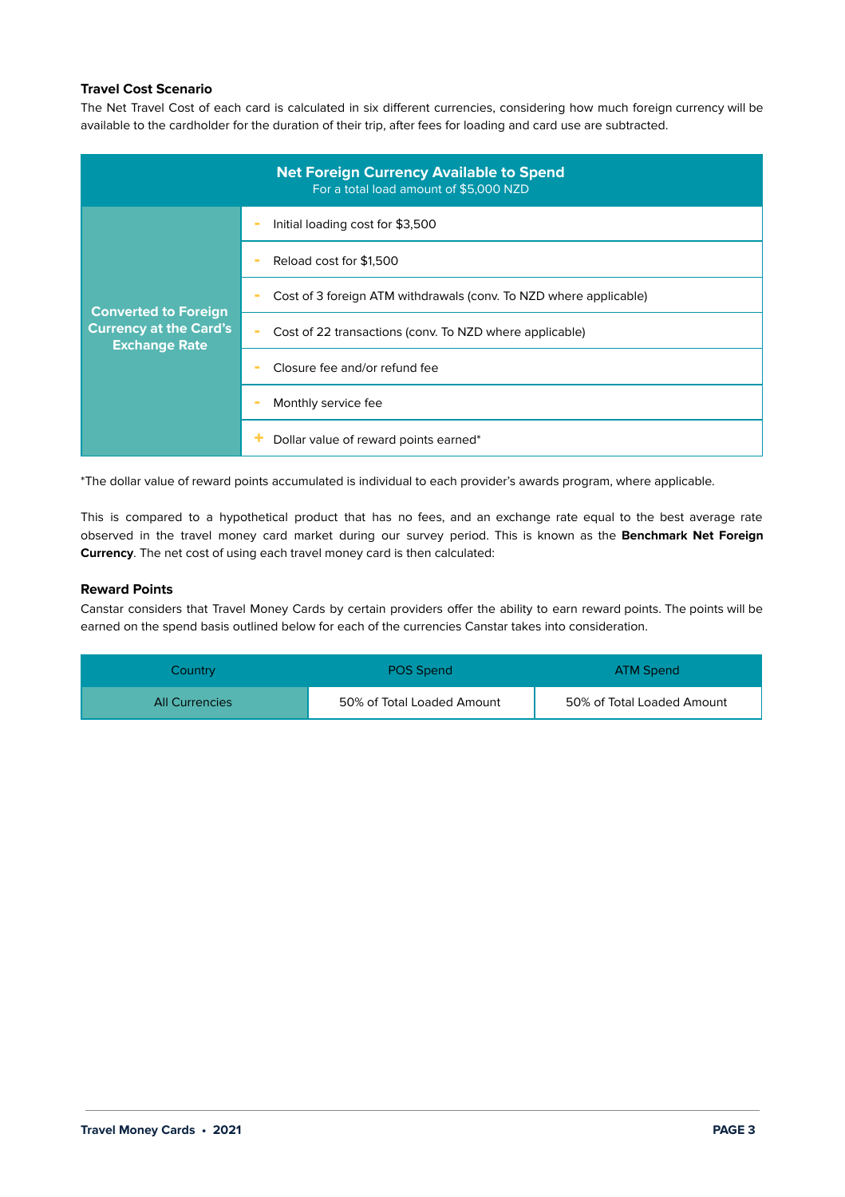### Travel Cost Scenario

The Net Travel Cost of each card is calculated in six different currencies, considering how much foreign currency will be available to the cardholder for the duration of their trip, after fees for loading and card use are subtracted.

| **Net Foreign Currency Available to Spend** For a total load amount of $5,000 NZD | |
|---|---|
| **Converted to Foreign Currency at the Card's Exchange Rate** | - Initial loading cost for $3,500 |
| | - Reload cost for $1,500 |
| | - Cost of 3 foreign ATM withdrawals (conv. To NZD where applicable) |
| | - Cost of 22 transactions (conv. To NZD where applicable) |
| | - Closure fee and/or refund fee |
| | - Monthly service fee |
| | + Dollar value of reward points earned* |

*The dollar value of reward points accumulated is individual to each provider's awards program, where applicable.

This is compared to a hypothetical product that has no fees, and an exchange rate equal to the best average rate observed in the travel money card market during our survey period. This is known as the **Benchmark Net Foreign Currency**. The net cost of using each travel money card is then calculated:

### Reward Points

Canstar considers that Travel Money Cards by certain providers offer the ability to earn reward points. The points will be earned on the spend basis outlined below for each of the currencies Canstar takes into consideration.

| Country | POS Spend | ATM Spend |
|---|---|---|
| All Currencies | 50% of Total Loaded Amount | 50% of Total Loaded Amount |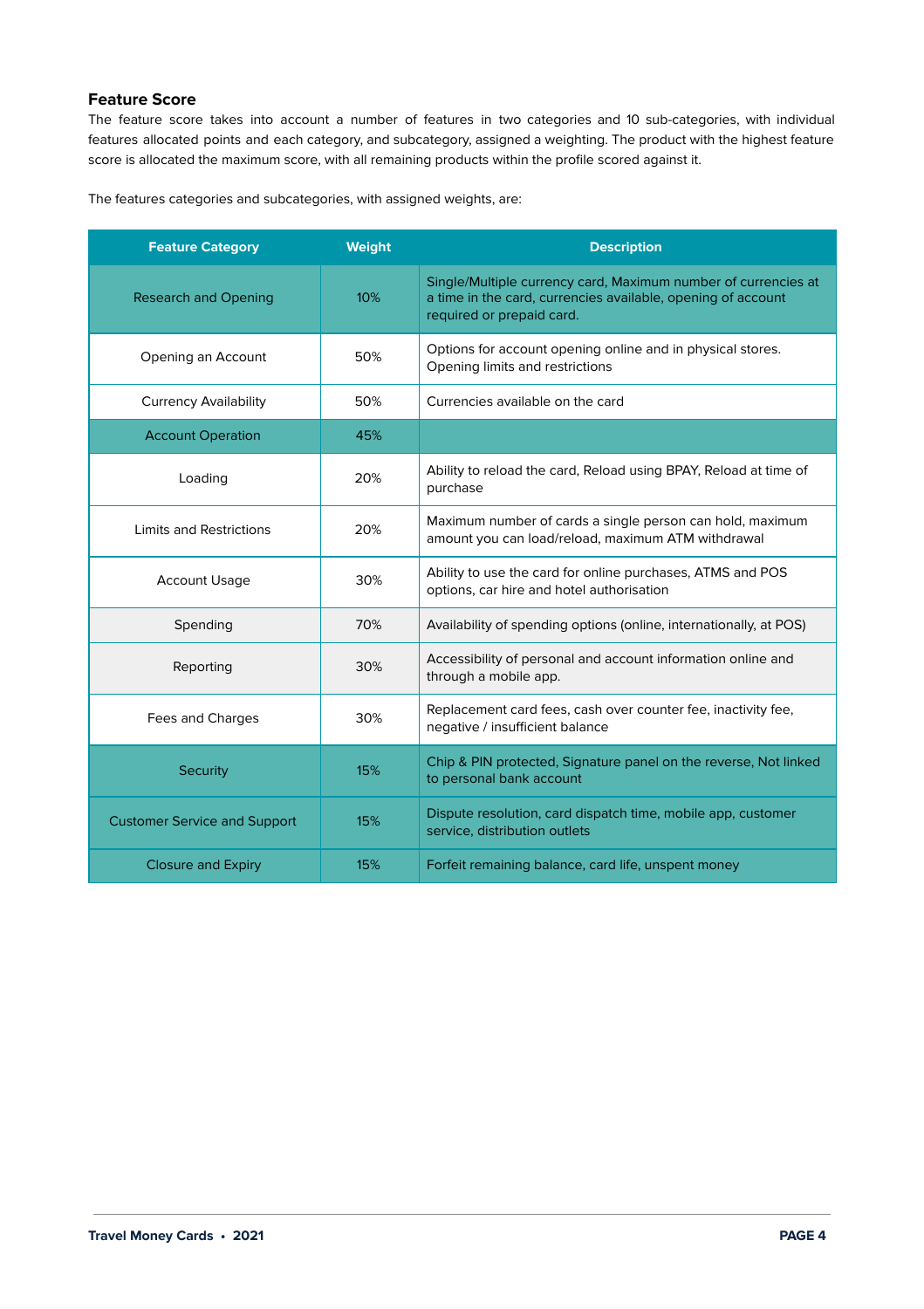### Feature Score

The feature score takes into account a number of features in two categories and 10 sub-categories, with individual features allocated points and each category, and subcategory, assigned a weighting. The product with the highest feature score is allocated the maximum score, with all remaining products within the profile scored against it.

The features categories and subcategories, with assigned weights, are:

| Feature Category | Weight | Description |
|---|---|---|
| Research and Opening | 10% | Single/Multiple currency card, Maximum number of currencies at a time in the card, currencies available, opening of account required or prepaid card. |
| Opening an Account | 50% | Options for account opening online and in physical stores. Opening limits and restrictions |
| Currency Availability | 50% | Currencies available on the card |
| Account Operation | 45% | |
| Loading | 20% | Ability to reload the card, Reload using BPAY, Reload at time of purchase |
| Limits and Restrictions | 20% | Maximum number of cards a single person can hold, maximum amount you can load/reload, maximum ATM withdrawal |
| Account Usage | 30% | Ability to use the card for online purchases, ATMS and POS options, car hire and hotel authorisation |
| Spending | 70% | Availability of spending options (online, internationally, at POS) |
| Reporting | 30% | Accessibility of personal and account information online and through a mobile app. |
| Fees and Charges | 30% | Replacement card fees, cash over counter fee, inactivity fee, negative / insufficient balance |
| Security | 15% | Chip & PIN protected, Signature panel on the reverse, Not linked to personal bank account |
| Customer Service and Support | 15% | Dispute resolution, card dispatch time, mobile app, customer service, distribution outlets |
| Closure and Expiry | 15% | Forfeit remaining balance, card life, unspent money |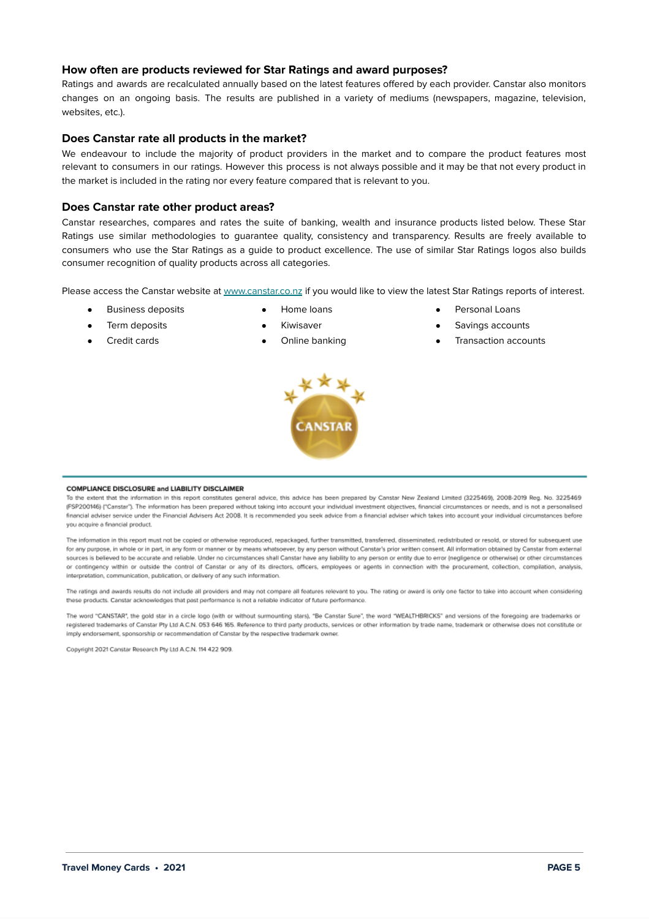### How often are products reviewed for Star Ratings and award purposes?

Ratings and awards are recalculated annually based on the latest features offered by each provider. Canstar also monitors changes on an ongoing basis. The results are published in a variety of mediums (newspapers, magazine, television, websites, etc.).

### Does Canstar rate all products in the market?

We endeavour to include the majority of product providers in the market and to compare the product features most relevant to consumers in our ratings. However this process is not always possible and it may be that not every product in the market is included in the rating nor every feature compared that is relevant to you.

### Does Canstar rate other product areas?

Canstar researches, compares and rates the suite of banking, wealth and insurance products listed below. These Star Ratings use similar methodologies to guarantee quality, consistency and transparency. Results are freely available to consumers who use the Star Ratings as a guide to product excellence. The use of similar Star Ratings logos also builds consumer recognition of quality products across all categories.

Please access the Canstar website at www.canstar.co.nz if you would like to view the latest Star Ratings reports of interest.

- Business deposits
- Term deposits
- Credit cards
- Home loans
- Kiwisaver
- Online banking
- Personal Loans
- Savings accounts
- Transaction accounts

CANSTAR

**COMPLIANCE DISCLOSURE and LIABILITY DISCLAIMER**

To the extent that the information in this report constitutes general advice, this advice has been prepared by Canstar New Zealand Limited (3225469), 2008-2019 Reg. No. 3225469 (FSP200146) ("Canstar"). The information has been prepared without taking into account your individual investment objectives, financial circumstances or needs, and is not a personalised financial adviser service under the Financial Advisers Act 2008. It is recommended you seek advice from a financial adviser which takes into account your individual circumstances before you acquire a financial product.

The information in this report must not be copied or otherwise reproduced, repackaged, further transmitted, transferred, disseminated, redistributed or resold, or stored for subsequent use for any purpose, in whole or in part, in any form or manner or by means whatsoever, by any person without Canstar's prior written consent. All information obtained by Canstar from external sources is believed to be accurate and reliable. Under no circumstances shall Canstar have any liability to any person or entity due to error (negligence or otherwise) or other circumstances or contingency within or outside the control of Canstar or any of its directors, officers, employees or agents in connection with the procurement, collection, compilation, analysis, interpretation, communication, publication, or delivery of any such information.

The ratings and awards results do not include all providers and may not compare all features relevant to you. The rating or award is only one factor to take into account when considering these products. Canstar acknowledges that past performance is not a reliable indicator of future performance.

The word "CANSTAR", the gold star in a circle logo (with or without surmounting stars), "Be Canstar Sure", the word "WEALTHBRICKS" and versions of the foregoing are trademarks or registered trademarks of Canstar Pty Ltd A.C.N. 053 646 165. Reference to third party products, services or other information by trade name, trademark or otherwise does not constitute or imply endorsement, sponsorship or recommendation of Canstar by the respective trademark owner.

Copyright 2021 Canstar Research Pty Ltd A.C.N. 114 422 909.